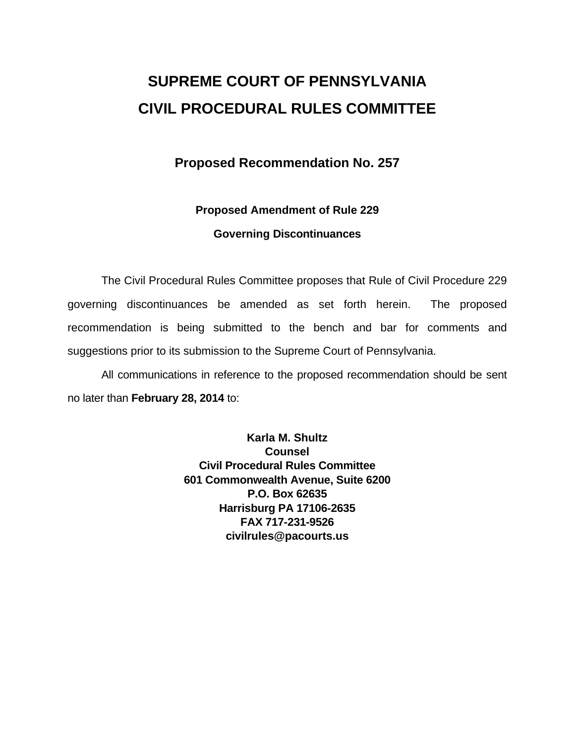# SUPREME COURT OF PENNSYLVANIA
# CIVIL PROCEDURAL RULES COMMITTEE

## Proposed Recommendation No. 257

### Proposed Amendment of Rule 229

### Governing Discontinuances

The Civil Procedural Rules Committee proposes that Rule of Civil Procedure 229 governing discontinuances be amended as set forth herein. The proposed recommendation is being submitted to the bench and bar for comments and suggestions prior to its submission to the Supreme Court of Pennsylvania.

All communications in reference to the proposed recommendation should be sent no later than **February 28, 2014** to:

**Karla M. Shultz**
**Counsel**
**Civil Procedural Rules Committee**
**601 Commonwealth Avenue, Suite 6200**
**P.O. Box 62635**
**Harrisburg PA 17106-2635**
**FAX 717-231-9526**
**civilrules@pacourts.us**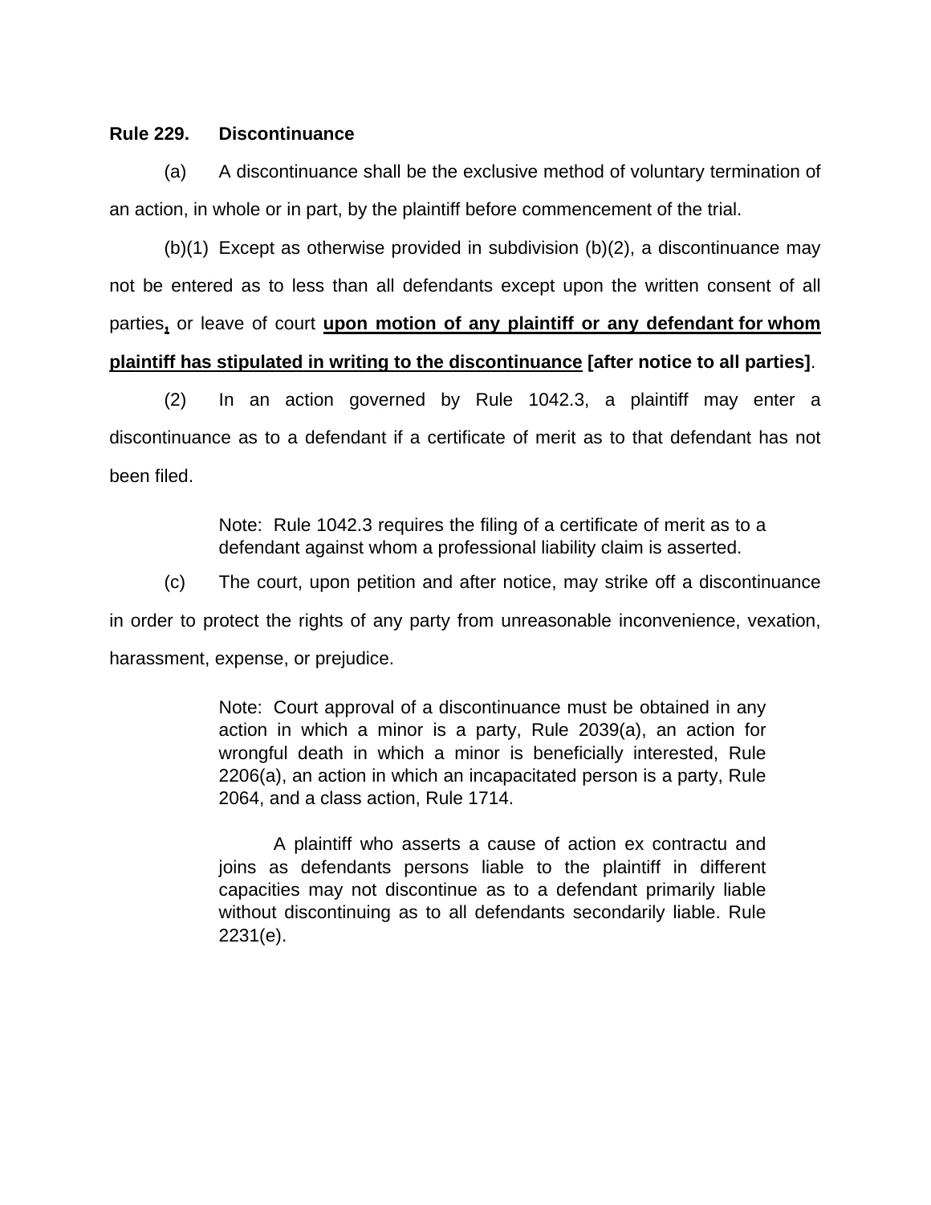**Rule 229. Discontinuance**

(a) A discontinuance shall be the exclusive method of voluntary termination of an action, in whole or in part, by the plaintiff before commencement of the trial.

(b)(1) Except as otherwise provided in subdivision (b)(2), a discontinuance may not be entered as to less than all defendants except upon the written consent of all parties<u>**,**</u> or leave of court <u>**upon motion of any plaintiff or any defendant for whom plaintiff has stipulated in writing to the discontinuance**</u> **[after notice to all parties]**.

(2) In an action governed by Rule 1042.3, a plaintiff may enter a discontinuance as to a defendant if a certificate of merit as to that defendant has not been filed.

> Note: Rule 1042.3 requires the filing of a certificate of merit as to a defendant against whom a professional liability claim is asserted.

(c) The court, upon petition and after notice, may strike off a discontinuance in order to protect the rights of any party from unreasonable inconvenience, vexation, harassment, expense, or prejudice.

> Note: Court approval of a discontinuance must be obtained in any action in which a minor is a party, Rule 2039(a), an action for wrongful death in which a minor is beneficially interested, Rule 2206(a), an action in which an incapacitated person is a party, Rule 2064, and a class action, Rule 1714.
>
> A plaintiff who asserts a cause of action ex contractu and joins as defendants persons liable to the plaintiff in different capacities may not discontinue as to a defendant primarily liable without discontinuing as to all defendants secondarily liable. Rule 2231(e).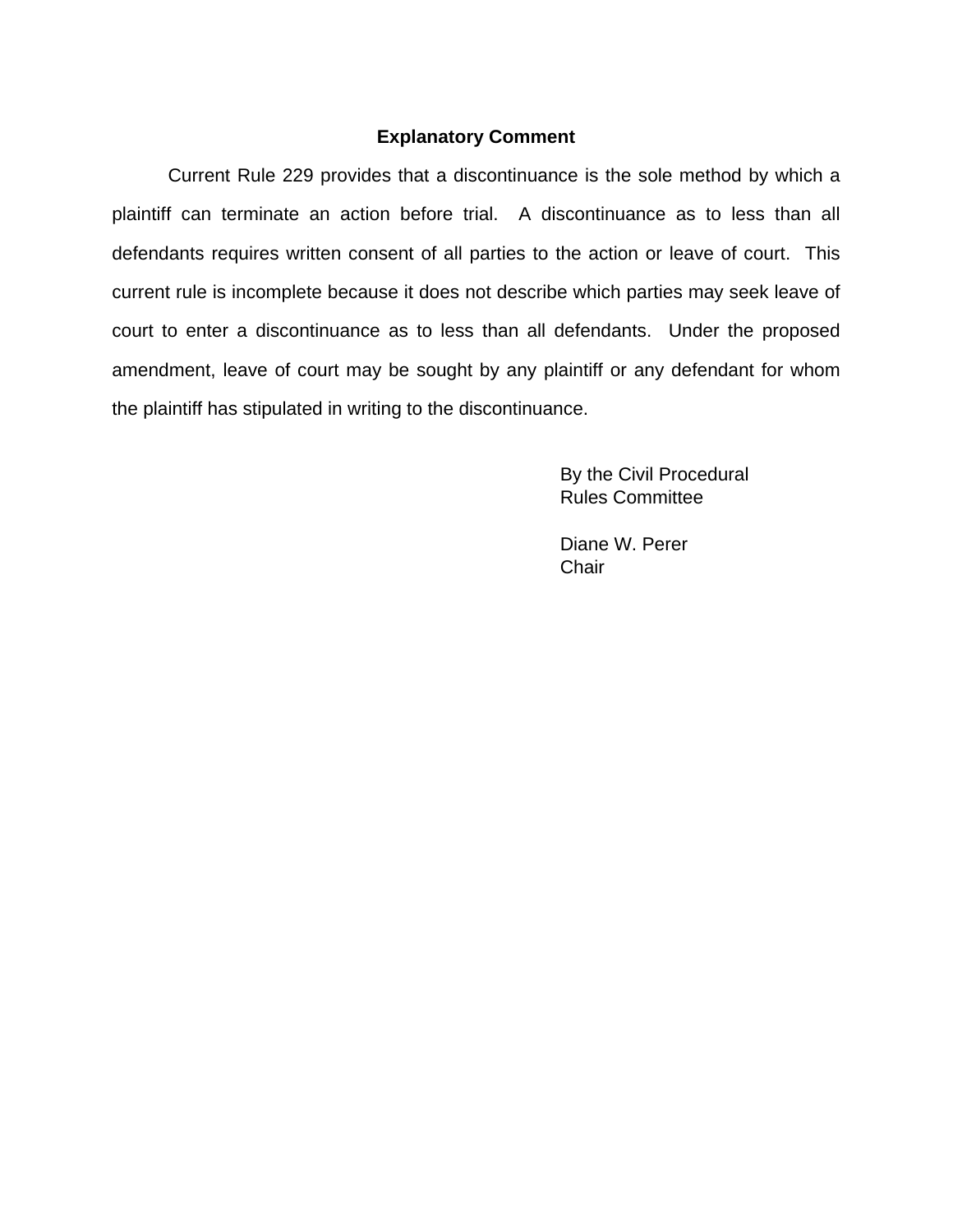## Explanatory Comment

Current Rule 229 provides that a discontinuance is the sole method by which a plaintiff can terminate an action before trial. A discontinuance as to less than all defendants requires written consent of all parties to the action or leave of court. This current rule is incomplete because it does not describe which parties may seek leave of court to enter a discontinuance as to less than all defendants. Under the proposed amendment, leave of court may be sought by any plaintiff or any defendant for whom the plaintiff has stipulated in writing to the discontinuance.

By the Civil Procedural
Rules Committee

Diane W. Perer
Chair